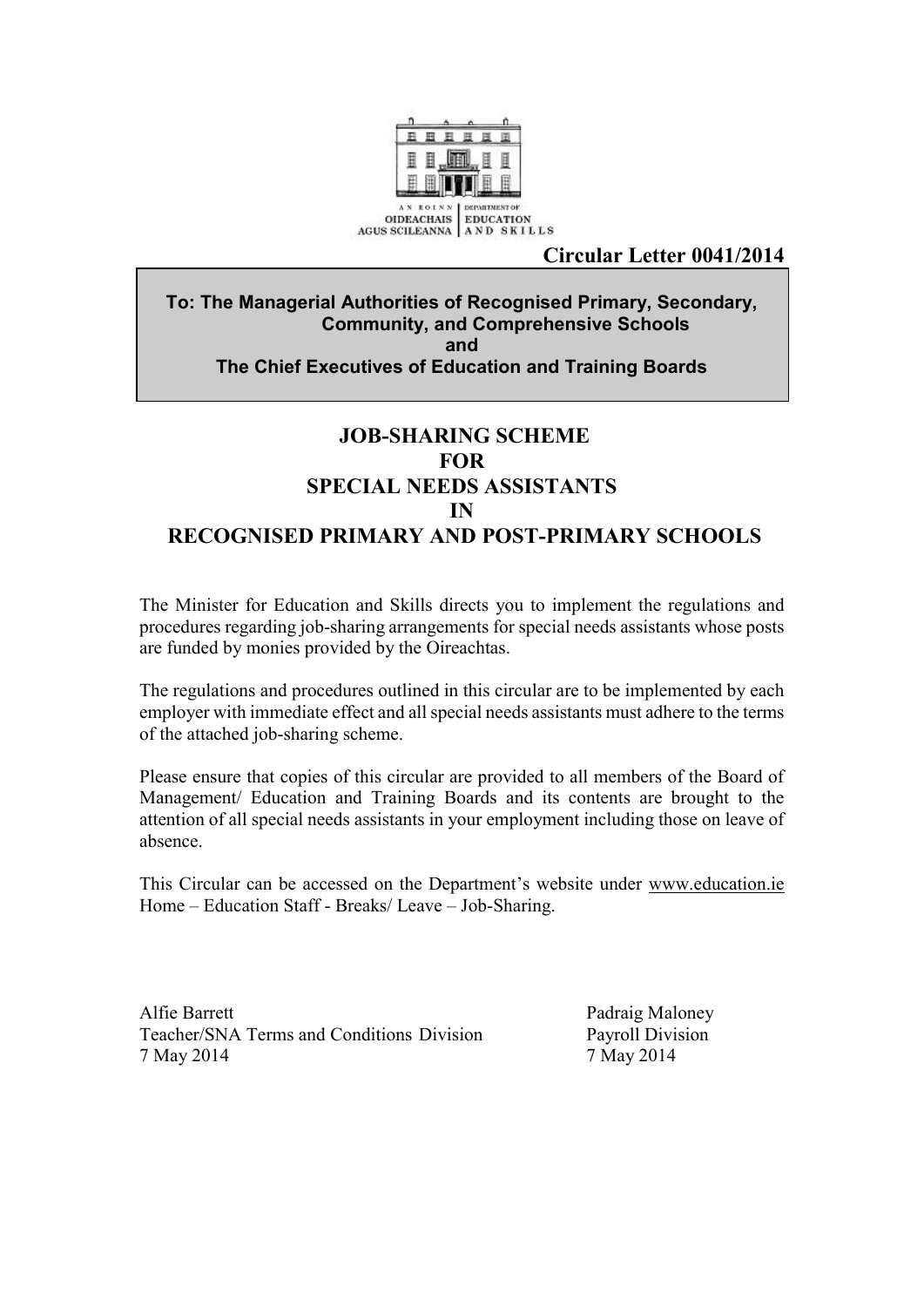AN ROINN OIDEACHAIS AGUS SCILEANNA | DEPARTMENT OF EDUCATION AND SKILLS

**Circular Letter 0041/2014**

**To: The Managerial Authorities of Recognised Primary, Secondary, Community, and Comprehensive Schools**
**and**
**The Chief Executives of Education and Training Boards**

# JOB-SHARING SCHEME FOR SPECIAL NEEDS ASSISTANTS IN RECOGNISED PRIMARY AND POST-PRIMARY SCHOOLS

The Minister for Education and Skills directs you to implement the regulations and procedures regarding job-sharing arrangements for special needs assistants whose posts are funded by monies provided by the Oireachtas.

The regulations and procedures outlined in this circular are to be implemented by each employer with immediate effect and all special needs assistants must adhere to the terms of the attached job-sharing scheme.

Please ensure that copies of this circular are provided to all members of the Board of Management/ Education and Training Boards and its contents are brought to the attention of all special needs assistants in your employment including those on leave of absence.

This Circular can be accessed on the Department's website under www.education.ie Home – Education Staff - Breaks/ Leave – Job-Sharing.

Alfie Barrett
Teacher/SNA Terms and Conditions Division
7 May 2014

Padraig Maloney
Payroll Division
7 May 2014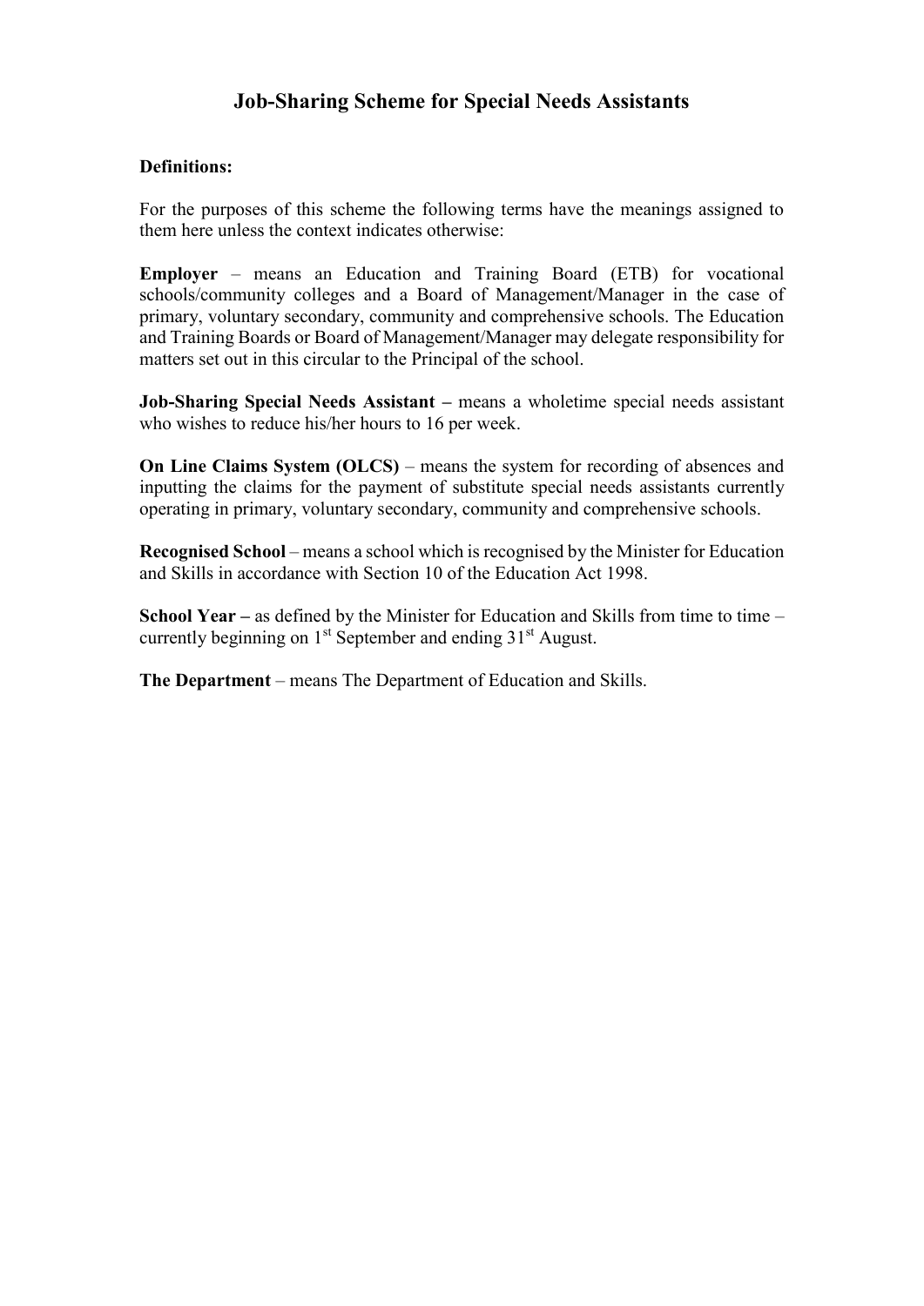# Job-Sharing Scheme for Special Needs Assistants

**Definitions:**

For the purposes of this scheme the following terms have the meanings assigned to them here unless the context indicates otherwise:

**Employer** – means an Education and Training Board (ETB) for vocational schools/community colleges and a Board of Management/Manager in the case of primary, voluntary secondary, community and comprehensive schools. The Education and Training Boards or Board of Management/Manager may delegate responsibility for matters set out in this circular to the Principal of the school.

**Job-Sharing Special Needs Assistant –** means a wholetime special needs assistant who wishes to reduce his/her hours to 16 per week.

**On Line Claims System (OLCS)** – means the system for recording of absences and inputting the claims for the payment of substitute special needs assistants currently operating in primary, voluntary secondary, community and comprehensive schools.

**Recognised School** – means a school which is recognised by the Minister for Education and Skills in accordance with Section 10 of the Education Act 1998.

**School Year –** as defined by the Minister for Education and Skills from time to time – currently beginning on 1st September and ending 31st August.

**The Department** – means The Department of Education and Skills.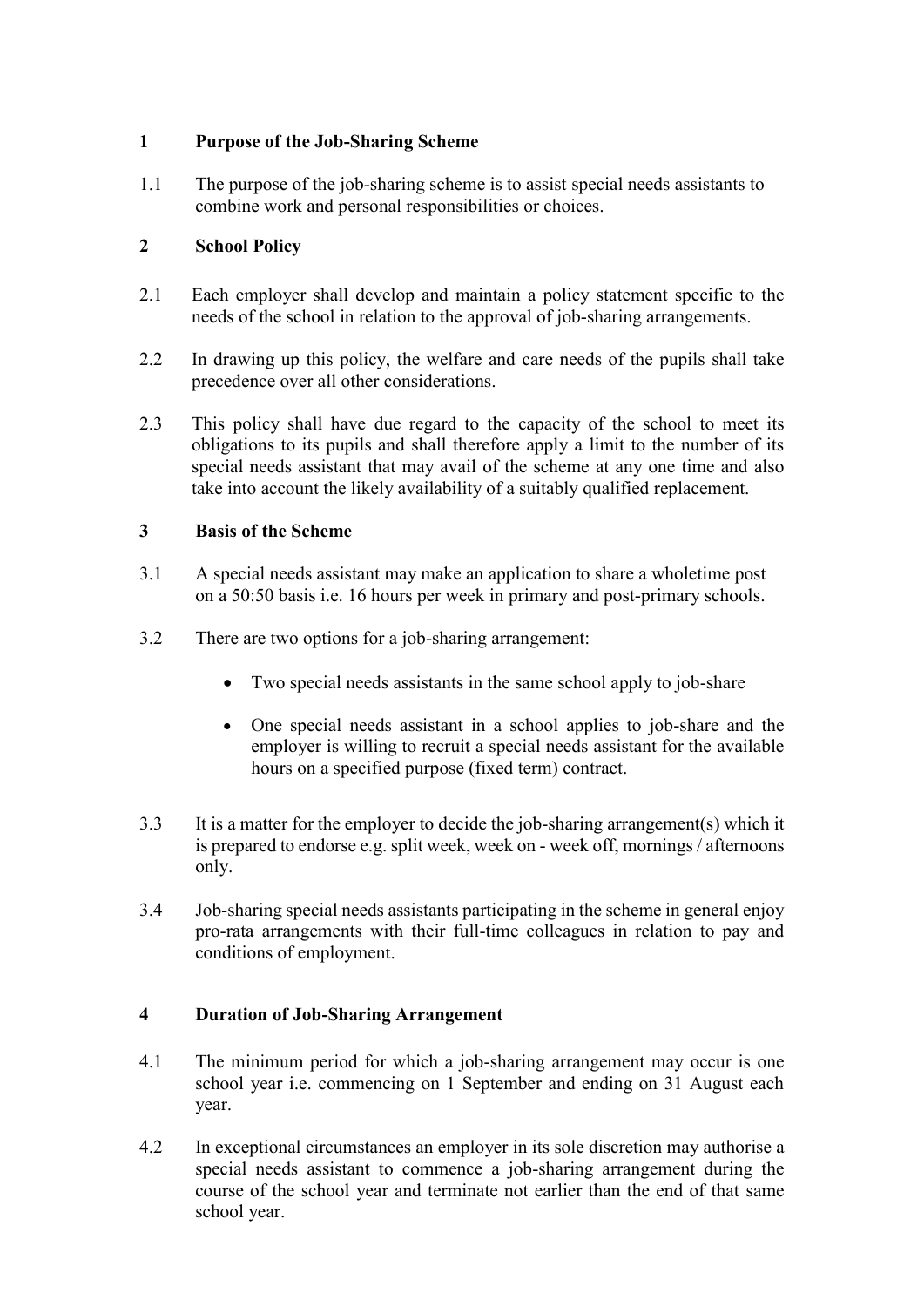## 1 Purpose of the Job-Sharing Scheme

1.1 The purpose of the job-sharing scheme is to assist special needs assistants to combine work and personal responsibilities or choices.

## 2 School Policy

2.1 Each employer shall develop and maintain a policy statement specific to the needs of the school in relation to the approval of job-sharing arrangements.

2.2 In drawing up this policy, the welfare and care needs of the pupils shall take precedence over all other considerations.

2.3 This policy shall have due regard to the capacity of the school to meet its obligations to its pupils and shall therefore apply a limit to the number of its special needs assistant that may avail of the scheme at any one time and also take into account the likely availability of a suitably qualified replacement.

## 3 Basis of the Scheme

3.1 A special needs assistant may make an application to share a wholetime post on a 50:50 basis i.e. 16 hours per week in primary and post-primary schools.

3.2 There are two options for a job-sharing arrangement:

- Two special needs assistants in the same school apply to job-share
- One special needs assistant in a school applies to job-share and the employer is willing to recruit a special needs assistant for the available hours on a specified purpose (fixed term) contract.

3.3 It is a matter for the employer to decide the job-sharing arrangement(s) which it is prepared to endorse e.g. split week, week on - week off, mornings / afternoons only.

3.4 Job-sharing special needs assistants participating in the scheme in general enjoy pro-rata arrangements with their full-time colleagues in relation to pay and conditions of employment.

## 4 Duration of Job-Sharing Arrangement

4.1 The minimum period for which a job-sharing arrangement may occur is one school year i.e. commencing on 1 September and ending on 31 August each year.

4.2 In exceptional circumstances an employer in its sole discretion may authorise a special needs assistant to commence a job-sharing arrangement during the course of the school year and terminate not earlier than the end of that same school year.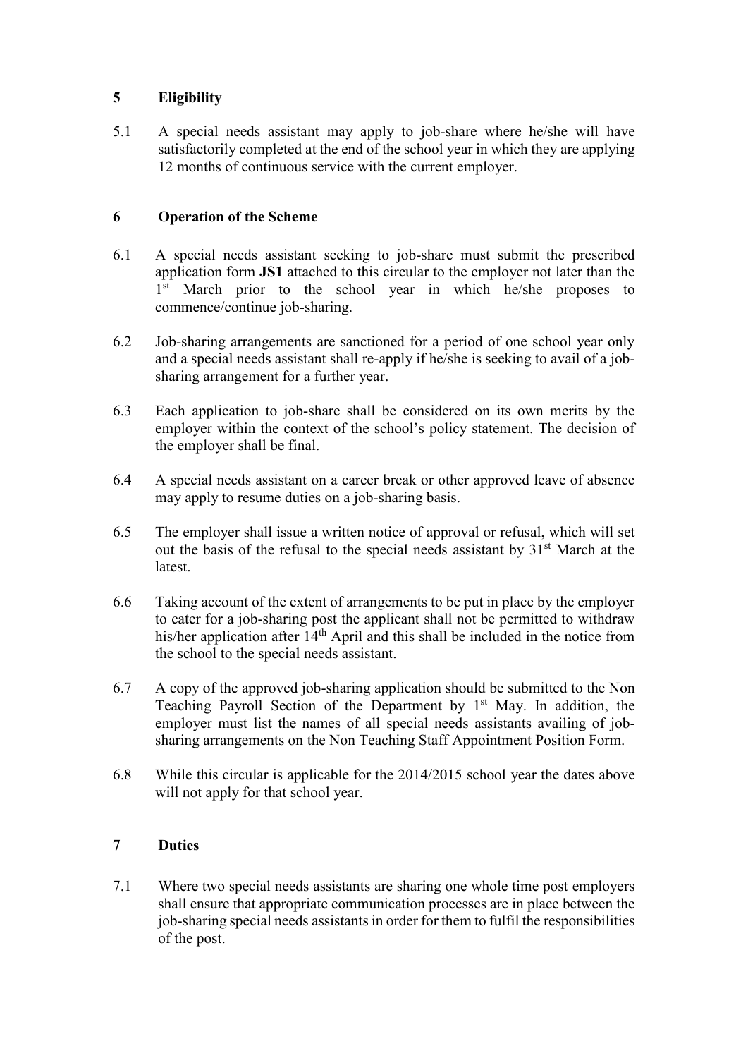## 5 Eligibility

5.1 A special needs assistant may apply to job-share where he/she will have satisfactorily completed at the end of the school year in which they are applying 12 months of continuous service with the current employer.

## 6 Operation of the Scheme

6.1 A special needs assistant seeking to job-share must submit the prescribed application form **JS1** attached to this circular to the employer not later than the 1st March prior to the school year in which he/she proposes to commence/continue job-sharing.

6.2 Job-sharing arrangements are sanctioned for a period of one school year only and a special needs assistant shall re-apply if he/she is seeking to avail of a job-sharing arrangement for a further year.

6.3 Each application to job-share shall be considered on its own merits by the employer within the context of the school's policy statement. The decision of the employer shall be final.

6.4 A special needs assistant on a career break or other approved leave of absence may apply to resume duties on a job-sharing basis.

6.5 The employer shall issue a written notice of approval or refusal, which will set out the basis of the refusal to the special needs assistant by 31st March at the latest.

6.6 Taking account of the extent of arrangements to be put in place by the employer to cater for a job-sharing post the applicant shall not be permitted to withdraw his/her application after 14th April and this shall be included in the notice from the school to the special needs assistant.

6.7 A copy of the approved job-sharing application should be submitted to the Non Teaching Payroll Section of the Department by 1st May. In addition, the employer must list the names of all special needs assistants availing of job-sharing arrangements on the Non Teaching Staff Appointment Position Form.

6.8 While this circular is applicable for the 2014/2015 school year the dates above will not apply for that school year.

## 7 Duties

7.1 Where two special needs assistants are sharing one whole time post employers shall ensure that appropriate communication processes are in place between the job-sharing special needs assistants in order for them to fulfil the responsibilities of the post.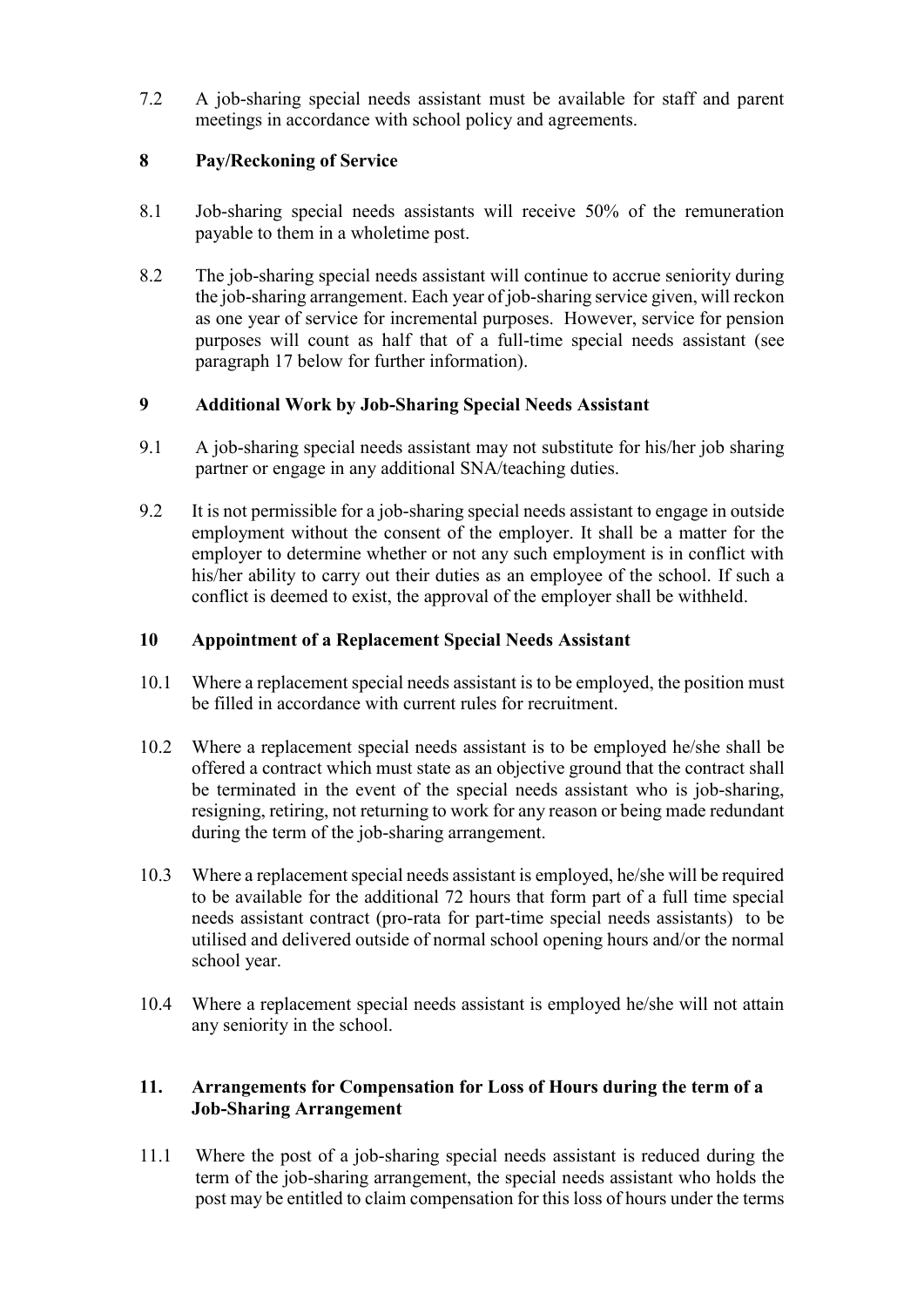7.2 A job-sharing special needs assistant must be available for staff and parent meetings in accordance with school policy and agreements.

## 8 Pay/Reckoning of Service

8.1 Job-sharing special needs assistants will receive 50% of the remuneration payable to them in a wholetime post.

8.2 The job-sharing special needs assistant will continue to accrue seniority during the job-sharing arrangement. Each year of job-sharing service given, will reckon as one year of service for incremental purposes. However, service for pension purposes will count as half that of a full-time special needs assistant (see paragraph 17 below for further information).

## 9 Additional Work by Job-Sharing Special Needs Assistant

9.1 A job-sharing special needs assistant may not substitute for his/her job sharing partner or engage in any additional SNA/teaching duties.

9.2 It is not permissible for a job-sharing special needs assistant to engage in outside employment without the consent of the employer. It shall be a matter for the employer to determine whether or not any such employment is in conflict with his/her ability to carry out their duties as an employee of the school. If such a conflict is deemed to exist, the approval of the employer shall be withheld.

## 10 Appointment of a Replacement Special Needs Assistant

10.1 Where a replacement special needs assistant is to be employed, the position must be filled in accordance with current rules for recruitment.

10.2 Where a replacement special needs assistant is to be employed he/she shall be offered a contract which must state as an objective ground that the contract shall be terminated in the event of the special needs assistant who is job-sharing, resigning, retiring, not returning to work for any reason or being made redundant during the term of the job-sharing arrangement.

10.3 Where a replacement special needs assistant is employed, he/she will be required to be available for the additional 72 hours that form part of a full time special needs assistant contract (pro-rata for part-time special needs assistants) to be utilised and delivered outside of normal school opening hours and/or the normal school year.

10.4 Where a replacement special needs assistant is employed he/she will not attain any seniority in the school.

## 11. Arrangements for Compensation for Loss of Hours during the term of a Job-Sharing Arrangement

11.1 Where the post of a job-sharing special needs assistant is reduced during the term of the job-sharing arrangement, the special needs assistant who holds the post may be entitled to claim compensation for this loss of hours under the terms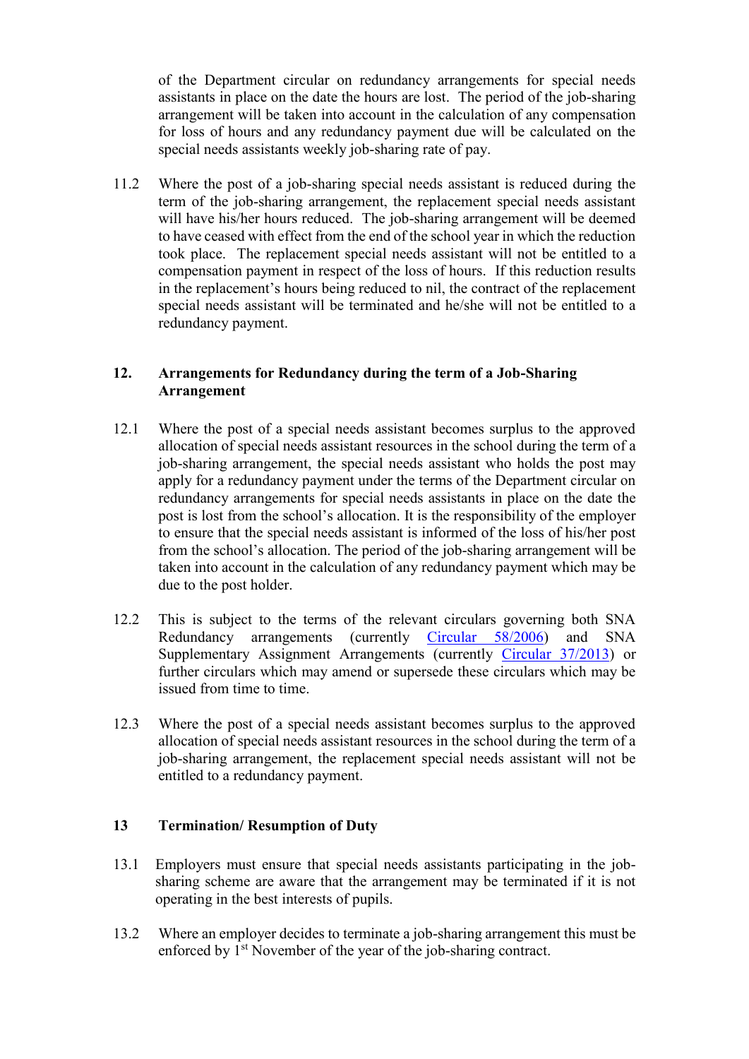of the Department circular on redundancy arrangements for special needs assistants in place on the date the hours are lost. The period of the job-sharing arrangement will be taken into account in the calculation of any compensation for loss of hours and any redundancy payment due will be calculated on the special needs assistants weekly job-sharing rate of pay.

11.2 Where the post of a job-sharing special needs assistant is reduced during the term of the job-sharing arrangement, the replacement special needs assistant will have his/her hours reduced. The job-sharing arrangement will be deemed to have ceased with effect from the end of the school year in which the reduction took place. The replacement special needs assistant will not be entitled to a compensation payment in respect of the loss of hours. If this reduction results in the replacement's hours being reduced to nil, the contract of the replacement special needs assistant will be terminated and he/she will not be entitled to a redundancy payment.

## 12. Arrangements for Redundancy during the term of a Job-Sharing Arrangement

12.1 Where the post of a special needs assistant becomes surplus to the approved allocation of special needs assistant resources in the school during the term of a job-sharing arrangement, the special needs assistant who holds the post may apply for a redundancy payment under the terms of the Department circular on redundancy arrangements for special needs assistants in place on the date the post is lost from the school's allocation. It is the responsibility of the employer to ensure that the special needs assistant is informed of the loss of his/her post from the school's allocation. The period of the job-sharing arrangement will be taken into account in the calculation of any redundancy payment which may be due to the post holder.

12.2 This is subject to the terms of the relevant circulars governing both SNA Redundancy arrangements (currently Circular 58/2006) and SNA Supplementary Assignment Arrangements (currently Circular 37/2013) or further circulars which may amend or supersede these circulars which may be issued from time to time.

12.3 Where the post of a special needs assistant becomes surplus to the approved allocation of special needs assistant resources in the school during the term of a job-sharing arrangement, the replacement special needs assistant will not be entitled to a redundancy payment.

## 13 Termination/ Resumption of Duty

13.1 Employers must ensure that special needs assistants participating in the job-sharing scheme are aware that the arrangement may be terminated if it is not operating in the best interests of pupils.

13.2 Where an employer decides to terminate a job-sharing arrangement this must be enforced by 1st November of the year of the job-sharing contract.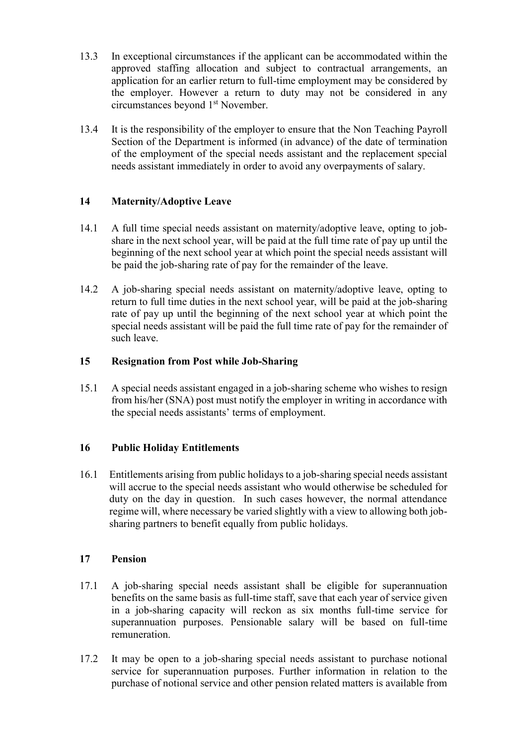13.3 In exceptional circumstances if the applicant can be accommodated within the approved staffing allocation and subject to contractual arrangements, an application for an earlier return to full-time employment may be considered by the employer. However a return to duty may not be considered in any circumstances beyond 1st November.

13.4 It is the responsibility of the employer to ensure that the Non Teaching Payroll Section of the Department is informed (in advance) of the date of termination of the employment of the special needs assistant and the replacement special needs assistant immediately in order to avoid any overpayments of salary.

## 14 Maternity/Adoptive Leave

14.1 A full time special needs assistant on maternity/adoptive leave, opting to job-share in the next school year, will be paid at the full time rate of pay up until the beginning of the next school year at which point the special needs assistant will be paid the job-sharing rate of pay for the remainder of the leave.

14.2 A job-sharing special needs assistant on maternity/adoptive leave, opting to return to full time duties in the next school year, will be paid at the job-sharing rate of pay up until the beginning of the next school year at which point the special needs assistant will be paid the full time rate of pay for the remainder of such leave.

## 15 Resignation from Post while Job-Sharing

15.1 A special needs assistant engaged in a job-sharing scheme who wishes to resign from his/her (SNA) post must notify the employer in writing in accordance with the special needs assistants' terms of employment.

## 16 Public Holiday Entitlements

16.1 Entitlements arising from public holidays to a job-sharing special needs assistant will accrue to the special needs assistant who would otherwise be scheduled for duty on the day in question. In such cases however, the normal attendance regime will, where necessary be varied slightly with a view to allowing both job-sharing partners to benefit equally from public holidays.

## 17 Pension

17.1 A job-sharing special needs assistant shall be eligible for superannuation benefits on the same basis as full-time staff, save that each year of service given in a job-sharing capacity will reckon as six months full-time service for superannuation purposes. Pensionable salary will be based on full-time remuneration.

17.2 It may be open to a job-sharing special needs assistant to purchase notional service for superannuation purposes. Further information in relation to the purchase of notional service and other pension related matters is available from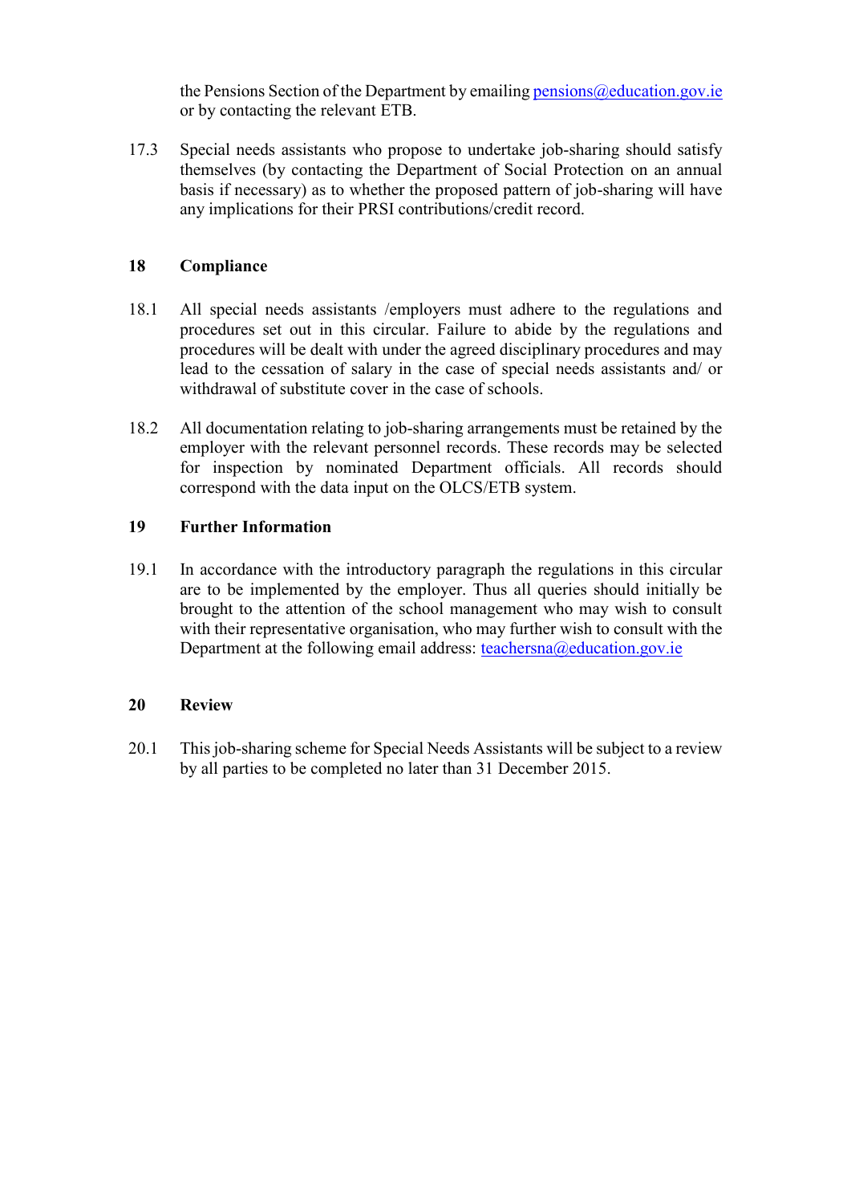the Pensions Section of the Department by emailing pensions@education.gov.ie or by contacting the relevant ETB.

17.3 Special needs assistants who propose to undertake job-sharing should satisfy themselves (by contacting the Department of Social Protection on an annual basis if necessary) as to whether the proposed pattern of job-sharing will have any implications for their PRSI contributions/credit record.

## 18 Compliance

18.1 All special needs assistants /employers must adhere to the regulations and procedures set out in this circular. Failure to abide by the regulations and procedures will be dealt with under the agreed disciplinary procedures and may lead to the cessation of salary in the case of special needs assistants and/ or withdrawal of substitute cover in the case of schools.

18.2 All documentation relating to job-sharing arrangements must be retained by the employer with the relevant personnel records. These records may be selected for inspection by nominated Department officials. All records should correspond with the data input on the OLCS/ETB system.

## 19 Further Information

19.1 In accordance with the introductory paragraph the regulations in this circular are to be implemented by the employer. Thus all queries should initially be brought to the attention of the school management who may wish to consult with their representative organisation, who may further wish to consult with the Department at the following email address: teachersna@education.gov.ie

## 20 Review

20.1 This job-sharing scheme for Special Needs Assistants will be subject to a review by all parties to be completed no later than 31 December 2015.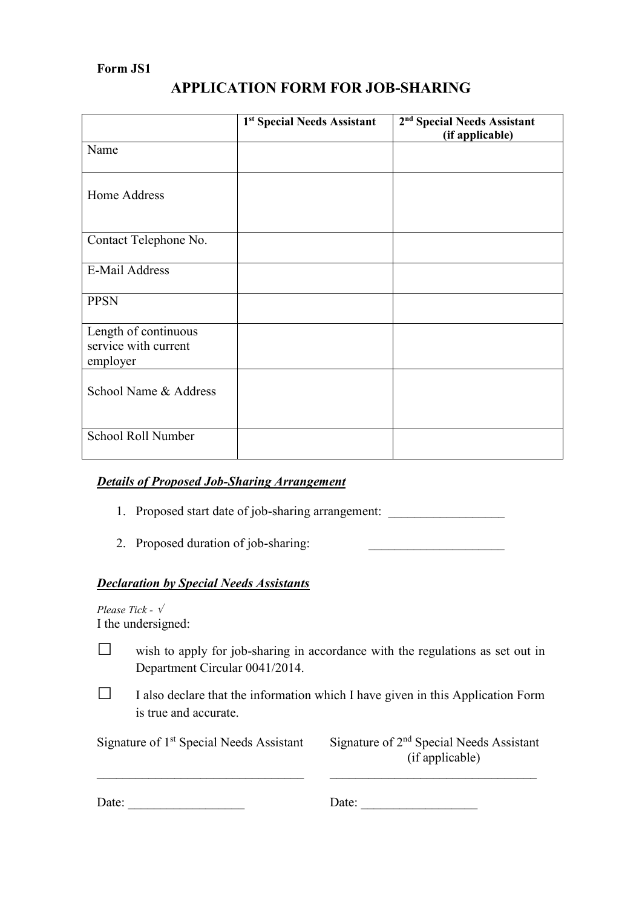**Form JS1**

# APPLICATION FORM FOR JOB-SHARING

| | 1st Special Needs Assistant | 2nd Special Needs Assistant (if applicable) |
|---|---|---|
| Name | | |
| Home Address | | |
| Contact Telephone No. | | |
| E-Mail Address | | |
| PPSN | | |
| Length of continuous service with current employer | | |
| School Name & Address | | |
| School Roll Number | | |

***Details of Proposed Job-Sharing Arrangement***

1. Proposed start date of job-sharing arrangement: __________________
2. Proposed duration of job-sharing: _____________________

***Declaration by Special Needs Assistants***

*Please Tick - √*

I the undersigned:

☐ wish to apply for job-sharing in accordance with the regulations as set out in Department Circular 0041/2014.

☐ I also declare that the information which I have given in this Application Form is true and accurate.

Signature of 1st Special Needs Assistant

________________________________

Date: __________________

Signature of 2nd Special Needs Assistant (if applicable)

________________________________

Date: __________________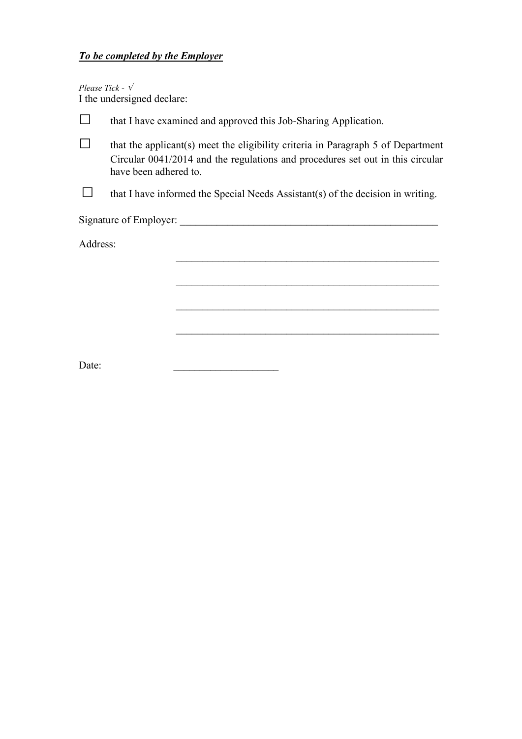***To be completed by the Employer***

*Please Tick - √*

I the undersigned declare:

☐ that I have examined and approved this Job-Sharing Application.

☐ that the applicant(s) meet the eligibility criteria in Paragraph 5 of Department Circular 0041/2014 and the regulations and procedures set out in this circular have been adhered to.

☐ that I have informed the Special Needs Assistant(s) of the decision in writing.

Signature of Employer: ___________________________________________________

Address:

___________________________________________________

___________________________________________________

___________________________________________________

___________________________________________________

Date: ____________________